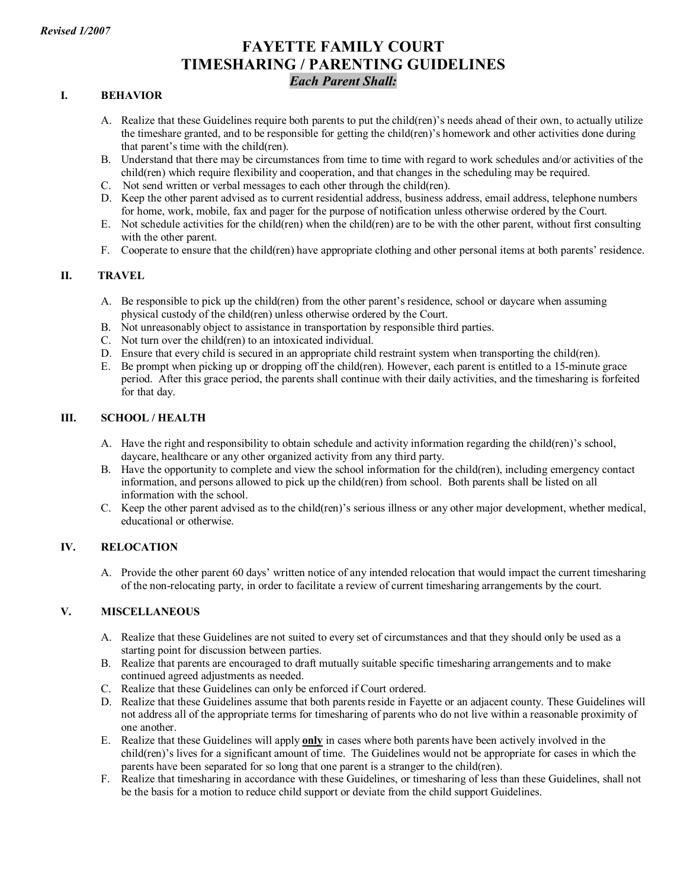*Revised 1/2007*

# FAYETTE FAMILY COURT
# TIMESHARING / PARENTING GUIDELINES

***Each Parent Shall:***

## I. BEHAVIOR

A. Realize that these Guidelines require both parents to put the child(ren)'s needs ahead of their own, to actually utilize the timeshare granted, and to be responsible for getting the child(ren)'s homework and other activities done during that parent's time with the child(ren).

B. Understand that there may be circumstances from time to time with regard to work schedules and/or activities of the child(ren) which require flexibility and cooperation, and that changes in the scheduling may be required.

C. Not send written or verbal messages to each other through the child(ren).

D. Keep the other parent advised as to current residential address, business address, email address, telephone numbers for home, work, mobile, fax and pager for the purpose of notification unless otherwise ordered by the Court.

E. Not schedule activities for the child(ren) when the child(ren) are to be with the other parent, without first consulting with the other parent.

F. Cooperate to ensure that the child(ren) have appropriate clothing and other personal items at both parents' residence.

## II. TRAVEL

A. Be responsible to pick up the child(ren) from the other parent's residence, school or daycare when assuming physical custody of the child(ren) unless otherwise ordered by the Court.

B. Not unreasonably object to assistance in transportation by responsible third parties.

C. Not turn over the child(ren) to an intoxicated individual.

D. Ensure that every child is secured in an appropriate child restraint system when transporting the child(ren).

E. Be prompt when picking up or dropping off the child(ren). However, each parent is entitled to a 15-minute grace period. After this grace period, the parents shall continue with their daily activities, and the timesharing is forfeited for that day.

## III. SCHOOL / HEALTH

A. Have the right and responsibility to obtain schedule and activity information regarding the child(ren)'s school, daycare, healthcare or any other organized activity from any third party.

B. Have the opportunity to complete and view the school information for the child(ren), including emergency contact information, and persons allowed to pick up the child(ren) from school. Both parents shall be listed on all information with the school.

C. Keep the other parent advised as to the child(ren)'s serious illness or any other major development, whether medical, educational or otherwise.

## IV. RELOCATION

A. Provide the other parent 60 days' written notice of any intended relocation that would impact the current timesharing of the non-relocating party, in order to facilitate a review of current timesharing arrangements by the court.

## V. MISCELLANEOUS

A. Realize that these Guidelines are not suited to every set of circumstances and that they should only be used as a starting point for discussion between parties.

B. Realize that parents are encouraged to draft mutually suitable specific timesharing arrangements and to make continued agreed adjustments as needed.

C. Realize that these Guidelines can only be enforced if Court ordered.

D. Realize that these Guidelines assume that both parents reside in Fayette or an adjacent county. These Guidelines will not address all of the appropriate terms for timesharing of parents who do not live within a reasonable proximity of one another.

E. Realize that these Guidelines will apply **only** in cases where both parents have been actively involved in the child(ren)'s lives for a significant amount of time. The Guidelines would not be appropriate for cases in which the parents have been separated for so long that one parent is a stranger to the child(ren).

F. Realize that timesharing in accordance with these Guidelines, or timesharing of less than these Guidelines, shall not be the basis for a motion to reduce child support or deviate from the child support Guidelines.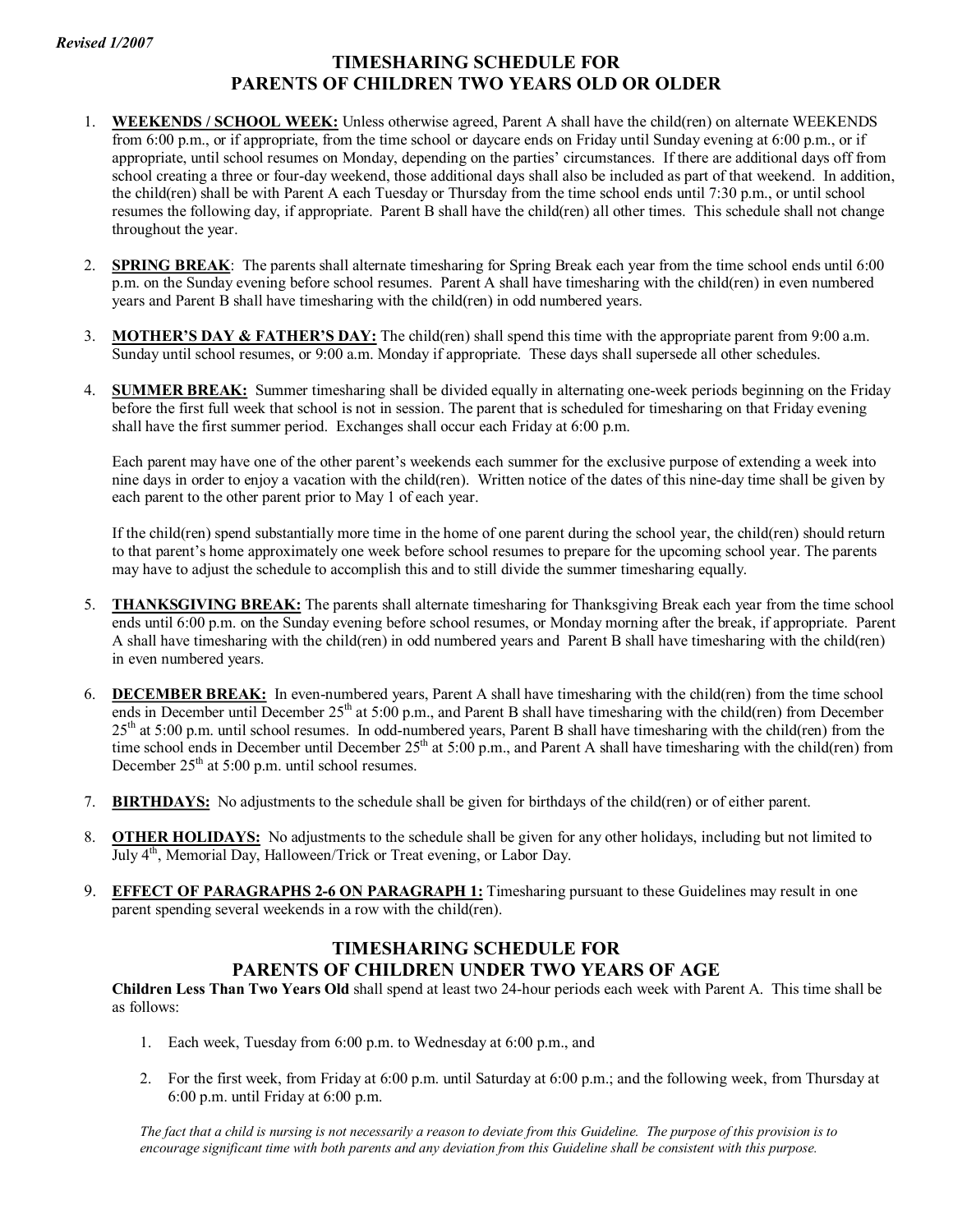*Revised 1/2007*

# TIMESHARING SCHEDULE FOR PARENTS OF CHILDREN TWO YEARS OLD OR OLDER

1. **WEEKENDS / SCHOOL WEEK:** Unless otherwise agreed, Parent A shall have the child(ren) on alternate WEEKENDS from 6:00 p.m., or if appropriate, from the time school or daycare ends on Friday until Sunday evening at 6:00 p.m., or if appropriate, until school resumes on Monday, depending on the parties' circumstances. If there are additional days off from school creating a three or four-day weekend, those additional days shall also be included as part of that weekend. In addition, the child(ren) shall be with Parent A each Tuesday or Thursday from the time school ends until 7:30 p.m., or until school resumes the following day, if appropriate. Parent B shall have the child(ren) all other times. This schedule shall not change throughout the year.

2. **SPRING BREAK**: The parents shall alternate timesharing for Spring Break each year from the time school ends until 6:00 p.m. on the Sunday evening before school resumes. Parent A shall have timesharing with the child(ren) in even numbered years and Parent B shall have timesharing with the child(ren) in odd numbered years.

3. **MOTHER'S DAY & FATHER'S DAY:** The child(ren) shall spend this time with the appropriate parent from 9:00 a.m. Sunday until school resumes, or 9:00 a.m. Monday if appropriate. These days shall supersede all other schedules.

4. **SUMMER BREAK:** Summer timesharing shall be divided equally in alternating one-week periods beginning on the Friday before the first full week that school is not in session. The parent that is scheduled for timesharing on that Friday evening shall have the first summer period. Exchanges shall occur each Friday at 6:00 p.m.

   Each parent may have one of the other parent's weekends each summer for the exclusive purpose of extending a week into nine days in order to enjoy a vacation with the child(ren). Written notice of the dates of this nine-day time shall be given by each parent to the other parent prior to May 1 of each year.

   If the child(ren) spend substantially more time in the home of one parent during the school year, the child(ren) should return to that parent's home approximately one week before school resumes to prepare for the upcoming school year. The parents may have to adjust the schedule to accomplish this and to still divide the summer timesharing equally.

5. **THANKSGIVING BREAK:** The parents shall alternate timesharing for Thanksgiving Break each year from the time school ends until 6:00 p.m. on the Sunday evening before school resumes, or Monday morning after the break, if appropriate. Parent A shall have timesharing with the child(ren) in odd numbered years and Parent B shall have timesharing with the child(ren) in even numbered years.

6. **DECEMBER BREAK:** In even-numbered years, Parent A shall have timesharing with the child(ren) from the time school ends in December until December 25th at 5:00 p.m., and Parent B shall have timesharing with the child(ren) from December 25th at 5:00 p.m. until school resumes. In odd-numbered years, Parent B shall have timesharing with the child(ren) from the time school ends in December until December 25th at 5:00 p.m., and Parent A shall have timesharing with the child(ren) from December 25th at 5:00 p.m. until school resumes.

7. **BIRTHDAYS:** No adjustments to the schedule shall be given for birthdays of the child(ren) or of either parent.

8. **OTHER HOLIDAYS:** No adjustments to the schedule shall be given for any other holidays, including but not limited to July 4th, Memorial Day, Halloween/Trick or Treat evening, or Labor Day.

9. **EFFECT OF PARAGRAPHS 2-6 ON PARAGRAPH 1:** Timesharing pursuant to these Guidelines may result in one parent spending several weekends in a row with the child(ren).

# TIMESHARING SCHEDULE FOR PARENTS OF CHILDREN UNDER TWO YEARS OF AGE

**Children Less Than Two Years Old** shall spend at least two 24-hour periods each week with Parent A. This time shall be as follows:

1. Each week, Tuesday from 6:00 p.m. to Wednesday at 6:00 p.m., and

2. For the first week, from Friday at 6:00 p.m. until Saturday at 6:00 p.m.; and the following week, from Thursday at 6:00 p.m. until Friday at 6:00 p.m.

*The fact that a child is nursing is not necessarily a reason to deviate from this Guideline. The purpose of this provision is to encourage significant time with both parents and any deviation from this Guideline shall be consistent with this purpose.*